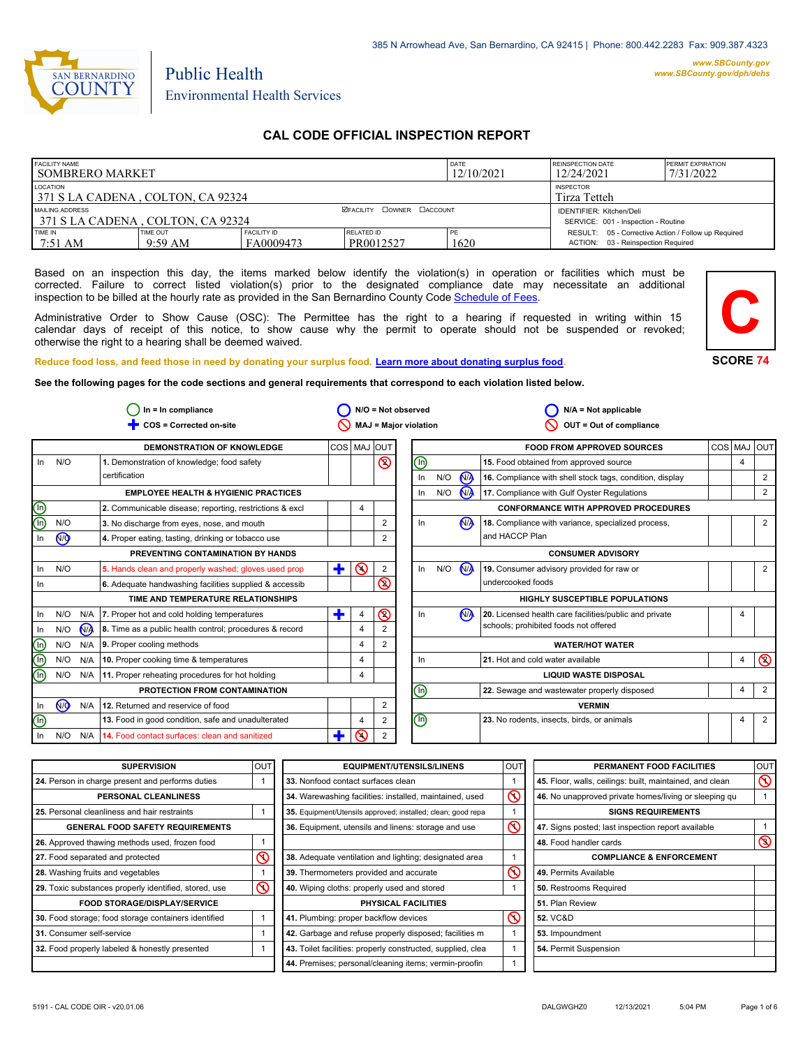385 N Arrowhead Ave, San Bernardino, CA 92415 | Phone: 800.442.2283 Fax: 909.387.4323

www.SBCounty.gov
www.SBCounty.gov/dph/dehs

SAN BERNARDINO COUNTY

Public Health
Environmental Health Services

# CAL CODE OFFICIAL INSPECTION REPORT

| FACILITY NAME | | | | DATE | REINSPECTION DATE | PERMIT EXPIRATION |
|---|---|---|---|---|---|---|
| SOMBRERO MARKET | | | | 12/10/2021 | 12/24/2021 | 7/31/2022 |
| LOCATION: 371 S LA CADENA , COLTON, CA 92324 | | | | | INSPECTOR: Tirza Tetteh | |
| MAILING ADDRESS: 371 S LA CADENA , COLTON, CA 92324 | | | ☑FACILITY ☐OWNER ☐ACCOUNT | | IDENTIFIER: Kitchen/Deli; SERVICE: 001 - Inspection - Routine | |
| TIME IN: 7:51 AM | TIME OUT: 9:59 AM | FACILITY ID: FA0009473 | RELATED ID: PR0012527 | PE: 1620 | RESULT: 05 - Corrective Action / Follow up Required; ACTION: 03 - Reinspection Required | |

Based on an inspection this day, the items marked below identify the violation(s) in operation or facilities which must be corrected. Failure to correct listed violation(s) prior to the designated compliance date may necessitate an additional inspection to be billed at the hourly rate as provided in the San Bernardino County Code Schedule of Fees.

Administrative Order to Show Cause (OSC): The Permittee has the right to a hearing if requested in writing within 15 calendar days of receipt of this notice, to show cause why the permit to operate should not be suspended or revoked; otherwise the right to a hearing shall be deemed waived.

**C**

**SCORE 74**

Reduce food loss, and feed those in need by donating your surplus food. Learn more about donating surplus food.

**See the following pages for the code sections and general requirements that correspond to each violation listed below.**

In = In compliance | N/O = Not observed | N/A = Not applicable | COS = Corrected on-site | MAJ = Major violation | OUT = Out of compliance

| Status | Item | COS | MAJ | OUT |
|---|---|---|---|---|
| **DEMONSTRATION OF KNOWLEDGE** | | | | |
| In N/O | 1. Demonstration of knowledge; food safety certification | | | ⊘ (2) |
| **EMPLOYEE HEALTH & HYGIENIC PRACTICES** | | | | |
| (In) | 2. Communicable disease; reporting, restrictions & excl | | 4 | |
| (In) N/O | 3. No discharge from eyes, nose, and mouth | | | 2 |
| In (N/O) | 4. Proper eating, tasting, drinking or tobacco use | | | 2 |
| **PREVENTING CONTAMINATION BY HANDS** | | | | |
| In N/O | 5. Hands clean and properly washed; gloves used prop | + | ⊘ (4) | 2 |
| In | 6. Adequate handwashing facilities supplied & accessib | | | ⊘ (2) |
| **TIME AND TEMPERATURE RELATIONSHIPS** | | | | |
| In N/O N/A | 7. Proper hot and cold holding temperatures | + | 4 | ⊘ (2) |
| In N/O (N/A) | 8. Time as a public health control; procedures & record | | 4 | 2 |
| (In) N/O N/A | 9. Proper cooling methods | | 4 | 2 |
| (In) N/O N/A | 10. Proper cooking time & temperatures | | 4 | |
| (In) N/O N/A | 11. Proper reheating procedures for hot holding | | 4 | |
| **PROTECTION FROM CONTAMINATION** | | | | |
| In (N/O) N/A | 12. Returned and reservice of food | | | 2 |
| (In) | 13. Food in good condition, safe and unadulterated | | 4 | 2 |
| In N/O N/A | 14. Food contact surfaces: clean and sanitized | + | ⊘ (4) | 2 |
| **FOOD FROM APPROVED SOURCES** | | | | |
| (In) | 15. Food obtained from approved source | | 4 | |
| In N/O (N/A) | 16. Compliance with shell stock tags, condition, display | | | 2 |
| In N/O (N/A) | 17. Compliance with Gulf Oyster Regulations | | | 2 |
| **CONFORMANCE WITH APPROVED PROCEDURES** | | | | |
| In (N/A) | 18. Compliance with variance, specialized process, and HACCP Plan | | | 2 |
| **CONSUMER ADVISORY** | | | | |
| In N/O (N/A) | 19. Consumer advisory provided for raw or undercooked foods | | | 2 |
| **HIGHLY SUSCEPTIBLE POPULATIONS** | | | | |
| In (N/A) | 20. Licensed health care facilities/public and private schools; prohibited foods not offered | | 4 | |
| **WATER/HOT WATER** | | | | |
| In | 21. Hot and cold water available | | 4 | ⊘ (2) |
| **LIQUID WASTE DISPOSAL** | | | | |
| (In) | 22. Sewage and wastewater properly disposed | | 4 | 2 |
| **VERMIN** | | | | |
| (In) | 23. No rodents, insects, birds, or animals | | 4 | 2 |

| Item | OUT |
|---|---|
| **SUPERVISION** | |
| 24. Person in charge present and performs duties | 1 |
| **PERSONAL CLEANLINESS** | |
| 25. Personal cleanliness and hair restraints | 1 |
| **GENERAL FOOD SAFETY REQUIREMENTS** | |
| 26. Approved thawing methods used, frozen food | 1 |
| 27. Food separated and protected | ⊘ (1) |
| 28. Washing fruits and vegetables | 1 |
| 29. Toxic substances properly identified, stored, use | ⊘ (1) |
| **FOOD STORAGE/DISPLAY/SERVICE** | |
| 30. Food storage; food storage containers identified | 1 |
| 31. Consumer self-service | 1 |
| 32. Food properly labeled & honestly presented | 1 |
| **EQUIPMENT/UTENSILS/LINENS** | |
| 33. Nonfood contact surfaces clean | 1 |
| 34. Warewashing facilities: installed, maintained, used | ⊘ (1) |
| 35. Equipment/Utensils approved; installed; clean; good repa | 1 |
| 36. Equipment, utensils and linens: storage and use | ⊘ (1) |
| 38. Adequate ventilation and lighting; designated area | 1 |
| 39. Thermometers provided and accurate | ⊘ (1) |
| 40. Wiping cloths: properly used and stored | 1 |
| **PHYSICAL FACILITIES** | |
| 41. Plumbing: proper backflow devices | ⊘ (1) |
| 42. Garbage and refuse properly disposed; facilities m | 1 |
| 43. Toilet facilities: properly constructed, supplied, clea | 1 |
| 44. Premises; personal/cleaning items; vermin-proofin | 1 |
| **PERMANENT FOOD FACILITIES** | |
| 45. Floor, walls, ceilings: built, maintained, and clean | ⊘ (1) |
| 46. No unapproved private homes/living or sleeping qu | 1 |
| **SIGNS REQUIREMENTS** | |
| 47. Signs posted; last inspection report available | 1 |
| 48. Food handler cards | ⊘ (3) |
| **COMPLIANCE & ENFORCEMENT** | |
| 49. Permits Available | |
| 50. Restrooms Required | |
| 51. Plan Review | |
| 52. VC&D | |
| 53. Impoundment | |
| 54. Permit Suspension | |

5191 - CAL CODE OIR - v20.01.06 DALGWGHZ0 12/13/2021 5:04 PM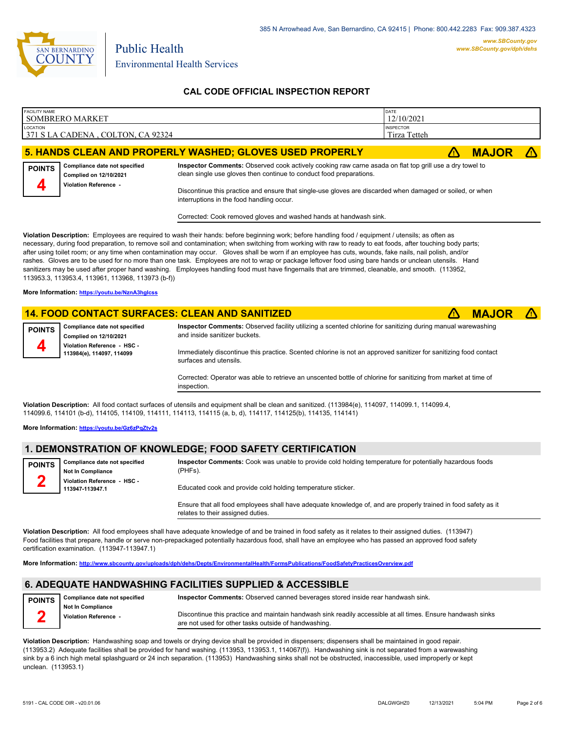385 N Arrowhead Ave, San Bernardino, CA 92415 | Phone: 800.442.2283 Fax: 909.387.4323

www.SBCounty.gov
www.SBCounty.gov/dph/dehs

Public Health
Environmental Health Services

## CAL CODE OFFICIAL INSPECTION REPORT

| FACILITY NAME | DATE |
|---|---|
| SOMBRERO MARKET | 12/10/2021 |
| LOCATION | INSPECTOR |
| 371 S LA CADENA , COLTON, CA 92324 | Tirza Tetteh |

## 5. HANDS CLEAN AND PROPERLY WASHED; GLOVES USED PROPERLY — ⚠ MAJOR ⚠

**POINTS** 4

**Compliance date not specified**
**Complied on 12/10/2021**
**Violation Reference -**

**Inspector Comments:** Observed cook actively cooking raw carne asada on flat top grill use a dry towel to clean single use gloves then continue to conduct food preparations.

Discontinue this practice and ensure that single-use gloves are discarded when damaged or soiled, or when interruptions in the food handling occur.

Corrected: Cook removed gloves and washed hands at handwash sink.

**Violation Description:** Employees are required to wash their hands: before beginning work; before handling food / equipment / utensils; as often as necessary, during food preparation, to remove soil and contamination; when switching from working with raw to ready to eat foods, after touching body parts; after using toilet room; or any time when contamination may occur. Gloves shall be worn if an employee has cuts, wounds, fake nails, nail polish, and/or rashes. Gloves are to be used for no more than one task. Employees are not to wrap or package leftover food using bare hands or unclean utensils. Hand sanitizers may be used after proper hand washing. Employees handling food must have fingernails that are trimmed, cleanable, and smooth. (113952, 113953.3, 113953.4, 113961, 113968, 113973 (b-f))

**More Information:** https://youtu.be/NznA3hglcss

## 14. FOOD CONTACT SURFACES: CLEAN AND SANITIZED — ⚠ MAJOR ⚠

**POINTS** 4

**Compliance date not specified**
**Complied on 12/10/2021**
**Violation Reference - HSC - 113984(e), 114097, 114099**

**Inspector Comments:** Observed facility utilizing a scented chlorine for sanitizing during manual warewashing and inside sanitizer buckets.

Immediately discontinue this practice. Scented chlorine is not an approved sanitizer for sanitizing food contact surfaces and utensils.

Corrected: Operator was able to retrieve an unscented bottle of chlorine for sanitizing from market at time of inspection.

**Violation Description:** All food contact surfaces of utensils and equipment shall be clean and sanitized. (113984(e), 114097, 114099.1, 114099.4, 114099.6, 114101 (b-d), 114105, 114109, 114111, 114113, 114115 (a, b, d), 114117, 114125(b), 114135, 114141)

**More Information:** https://youtu.be/Gz6zPqZtv2s

## 1. DEMONSTRATION OF KNOWLEDGE; FOOD SAFETY CERTIFICATION

**POINTS** 2

**Compliance date not specified**
**Not In Compliance**
**Violation Reference - HSC - 113947-113947.1**

**Inspector Comments:** Cook was unable to provide cold holding temperature for potentially hazardous foods (PHFs).

Educated cook and provide cold holding temperature sticker.

Ensure that all food employees shall have adequate knowledge of, and are properly trained in food safety as it relates to their assigned duties.

**Violation Description:** All food employees shall have adequate knowledge of and be trained in food safety as it relates to their assigned duties. (113947) Food facilities that prepare, handle or serve non-prepackaged potentially hazardous food, shall have an employee who has passed an approved food safety certification examination. (113947-113947.1)

**More Information:** http://www.sbcounty.gov/uploads/dph/dehs/Depts/EnvironmentalHealth/FormsPublications/FoodSafetyPracticesOverview.pdf

## 6. ADEQUATE HANDWASHING FACILITIES SUPPLIED & ACCESSIBLE

**POINTS** 2

**Compliance date not specified**
**Not In Compliance**
**Violation Reference -**

**Inspector Comments:** Observed canned beverages stored inside rear handwash sink.

Discontinue this practice and maintain handwash sink readily accessible at all times. Ensure handwash sinks are not used for other tasks outside of handwashing.

**Violation Description:** Handwashing soap and towels or drying device shall be provided in dispensers; dispensers shall be maintained in good repair. (113953.2) Adequate facilities shall be provided for hand washing. (113953, 113953.1, 114067(f)). Handwashing sink is not separated from a warewashing sink by a 6 inch high metal splashguard or 24 inch separation. (113953) Handwashing sinks shall not be obstructed, inaccessible, used improperly or kept unclean. (113953.1)

5191 - CAL CODE OIR - v20.01.06 DALGWGHZ0 12/13/2021 5:04 PM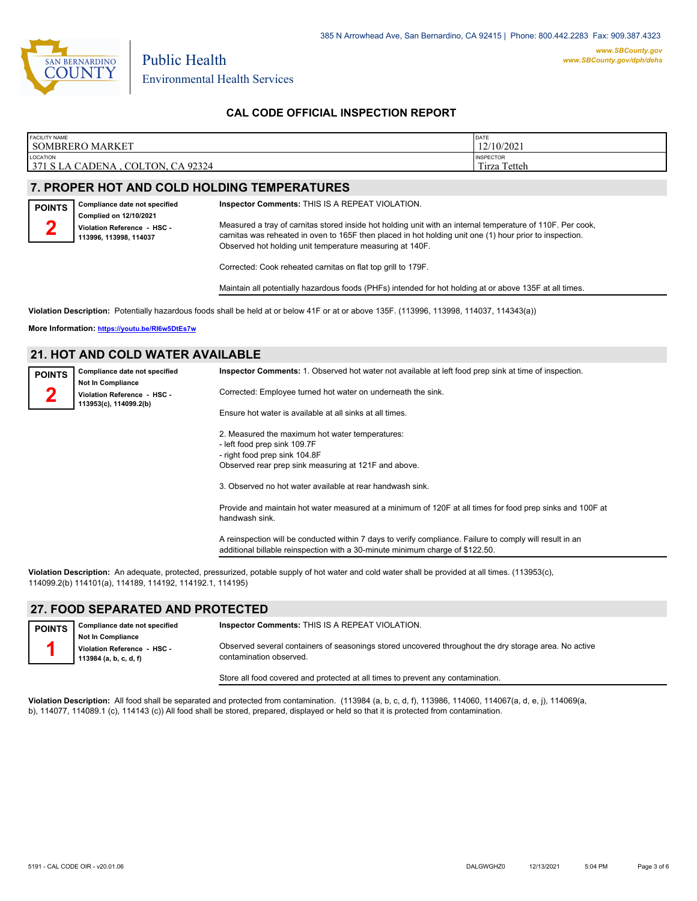# CAL CODE OFFICIAL INSPECTION REPORT

| FACILITY NAME | DATE |
| --- | --- |
| SOMBRERO MARKET | 12/10/2021 |
| LOCATION | INSPECTOR |
| 371 S LA CADENA , COLTON, CA 92324 | Tirza Tetteh |

## 7. PROPER HOT AND COLD HOLDING TEMPERATURES

**POINTS**
**2**

**Compliance date not specified**
**Complied on 12/10/2021**
**Violation Reference - HSC - 113996, 113998, 114037**

**Inspector Comments:** THIS IS A REPEAT VIOLATION.

Measured a tray of carnitas stored inside hot holding unit with an internal temperature of 110F. Per cook, carnitas was reheated in oven to 165F then placed in hot holding unit one (1) hour prior to inspection. Observed hot holding unit temperature measuring at 140F.

Corrected: Cook reheated carnitas on flat top grill to 179F.

Maintain all potentially hazardous foods (PHFs) intended for hot holding at or above 135F at all times.

**Violation Description:** Potentially hazardous foods shall be held at or below 41F or at or above 135F. (113996, 113998, 114037, 114343(a))

**More Information:** https://youtu.be/RI6w5DtEs7w

## 21. HOT AND COLD WATER AVAILABLE

**POINTS**
**2**

**Compliance date not specified**
**Not In Compliance**
**Violation Reference - HSC - 113953(c), 114099.2(b)**

**Inspector Comments:** 1. Observed hot water not available at left food prep sink at time of inspection.

Corrected: Employee turned hot water on underneath the sink.

Ensure hot water is available at all sinks at all times.

2. Measured the maximum hot water temperatures:
- left food prep sink 109.7F
- right food prep sink 104.8F
Observed rear prep sink measuring at 121F and above.

3. Observed no hot water available at rear handwash sink.

Provide and maintain hot water measured at a minimum of 120F at all times for food prep sinks and 100F at handwash sink.

A reinspection will be conducted within 7 days to verify compliance. Failure to comply will result in an additional billable reinspection with a 30-minute minimum charge of $122.50.

**Violation Description:** An adequate, protected, pressurized, potable supply of hot water and cold water shall be provided at all times. (113953(c), 114099.2(b) 114101(a), 114189, 114192, 114192.1, 114195)

## 27. FOOD SEPARATED AND PROTECTED

**POINTS**
**1**

**Compliance date not specified**
**Not In Compliance**
**Violation Reference - HSC - 113984 (a, b, c, d, f)**

**Inspector Comments:** THIS IS A REPEAT VIOLATION.

Observed several containers of seasonings stored uncovered throughout the dry storage area. No active contamination observed.

Store all food covered and protected at all times to prevent any contamination.

**Violation Description:** All food shall be separated and protected from contamination. (113984 (a, b, c, d, f), 113986, 114060, 114067(a, d, e, j), 114069(a, b), 114077, 114089.1 (c), 114143 (c)) All food shall be stored, prepared, displayed or held so that it is protected from contamination.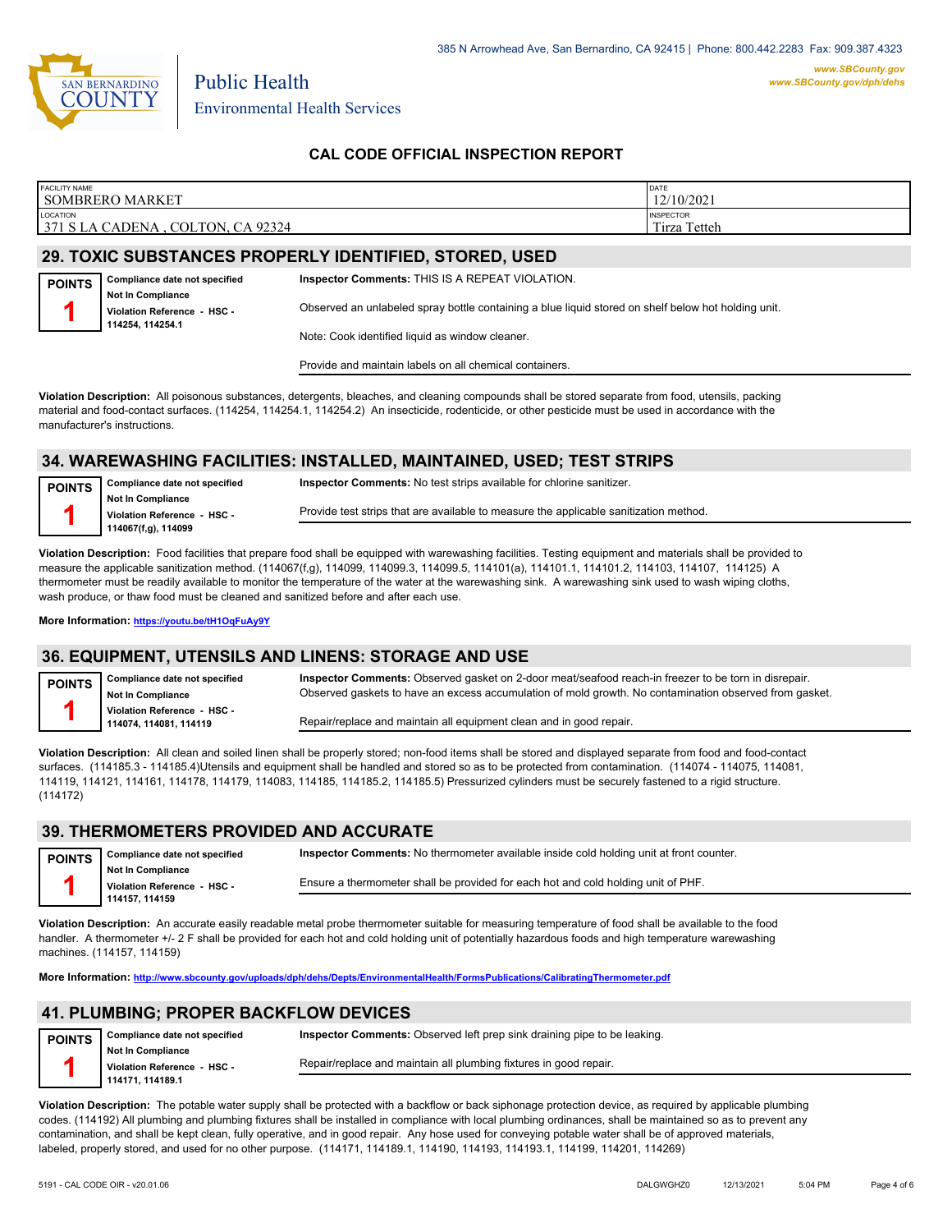385 N Arrowhead Ave, San Bernardino, CA 92415 | Phone: 800.442.2283 Fax: 909.387.4323

www.SBCounty.gov
www.SBCounty.gov/dph/dehs

Public Health
Environmental Health Services

## CAL CODE OFFICIAL INSPECTION REPORT

| FACILITY NAME | DATE |
|---|---|
| SOMBRERO MARKET | 12/10/2021 |
| **LOCATION** | **INSPECTOR** |
| 371 S LA CADENA , COLTON, CA 92324 | Tirza Tetteh |

## 29. TOXIC SUBSTANCES PROPERLY IDENTIFIED, STORED, USED

**POINTS 1**

**Compliance date not specified**
**Not In Compliance**
**Violation Reference - HSC - 114254, 114254.1**

**Inspector Comments:** THIS IS A REPEAT VIOLATION.

Observed an unlabeled spray bottle containing a blue liquid stored on shelf below hot holding unit.

Note: Cook identified liquid as window cleaner.

Provide and maintain labels on all chemical containers.

**Violation Description:** All poisonous substances, detergents, bleaches, and cleaning compounds shall be stored separate from food, utensils, packing material and food-contact surfaces. (114254, 114254.1, 114254.2) An insecticide, rodenticide, or other pesticide must be used in accordance with the manufacturer's instructions.

## 34. WAREWASHING FACILITIES: INSTALLED, MAINTAINED, USED; TEST STRIPS

**POINTS 1**

**Compliance date not specified**
**Not In Compliance**
**Violation Reference - HSC - 114067(f,g), 114099**

**Inspector Comments:** No test strips available for chlorine sanitizer.

Provide test strips that are available to measure the applicable sanitization method.

**Violation Description:** Food facilities that prepare food shall be equipped with warewashing facilities. Testing equipment and materials shall be provided to measure the applicable sanitization method. (114067(f,g), 114099, 114099.3, 114099.5, 114101(a), 114101.1, 114101.2, 114103, 114107, 114125) A thermometer must be readily available to monitor the temperature of the water at the warewashing sink. A warewashing sink used to wash wiping cloths, wash produce, or thaw food must be cleaned and sanitized before and after each use.

**More Information:** https://youtu.be/tH1OqFuAy9Y

## 36. EQUIPMENT, UTENSILS AND LINENS: STORAGE AND USE

**POINTS 1**

**Compliance date not specified**
**Not In Compliance**
**Violation Reference - HSC - 114074, 114081, 114119**

**Inspector Comments:** Observed gasket on 2-door meat/seafood reach-in freezer to be torn in disrepair. Observed gaskets to have an excess accumulation of mold growth. No contamination observed from gasket.

Repair/replace and maintain all equipment clean and in good repair.

**Violation Description:** All clean and soiled linen shall be properly stored; non-food items shall be stored and displayed separate from food and food-contact surfaces. (114185.3 - 114185.4)Utensils and equipment shall be handled and stored so as to be protected from contamination. (114074 - 114075, 114081, 114119, 114121, 114161, 114178, 114179, 114083, 114185, 114185.2, 114185.5) Pressurized cylinders must be securely fastened to a rigid structure. (114172)

## 39. THERMOMETERS PROVIDED AND ACCURATE

**POINTS 1**

**Compliance date not specified**
**Not In Compliance**
**Violation Reference - HSC - 114157, 114159**

**Inspector Comments:** No thermometer available inside cold holding unit at front counter.

Ensure a thermometer shall be provided for each hot and cold holding unit of PHF.

**Violation Description:** An accurate easily readable metal probe thermometer suitable for measuring temperature of food shall be available to the food handler. A thermometer +/- 2 F shall be provided for each hot and cold holding unit of potentially hazardous foods and high temperature warewashing machines. (114157, 114159)

**More Information:** http://www.sbcounty.gov/uploads/dph/dehs/Depts/EnvironmentalHealth/FormsPublications/CalibratingThermometer.pdf

## 41. PLUMBING; PROPER BACKFLOW DEVICES

**POINTS 1**

**Compliance date not specified**
**Not In Compliance**
**Violation Reference - HSC - 114171, 114189.1**

**Inspector Comments:** Observed left prep sink draining pipe to be leaking.

Repair/replace and maintain all plumbing fixtures in good repair.

**Violation Description:** The potable water supply shall be protected with a backflow or back siphonage protection device, as required by applicable plumbing codes. (114192) All plumbing and plumbing fixtures shall be installed in compliance with local plumbing ordinances, shall be maintained so as to prevent any contamination, and shall be kept clean, fully operative, and in good repair. Any hose used for conveying potable water shall be of approved materials, labeled, properly stored, and used for no other purpose. (114171, 114189.1, 114190, 114193, 114193.1, 114199, 114201, 114269)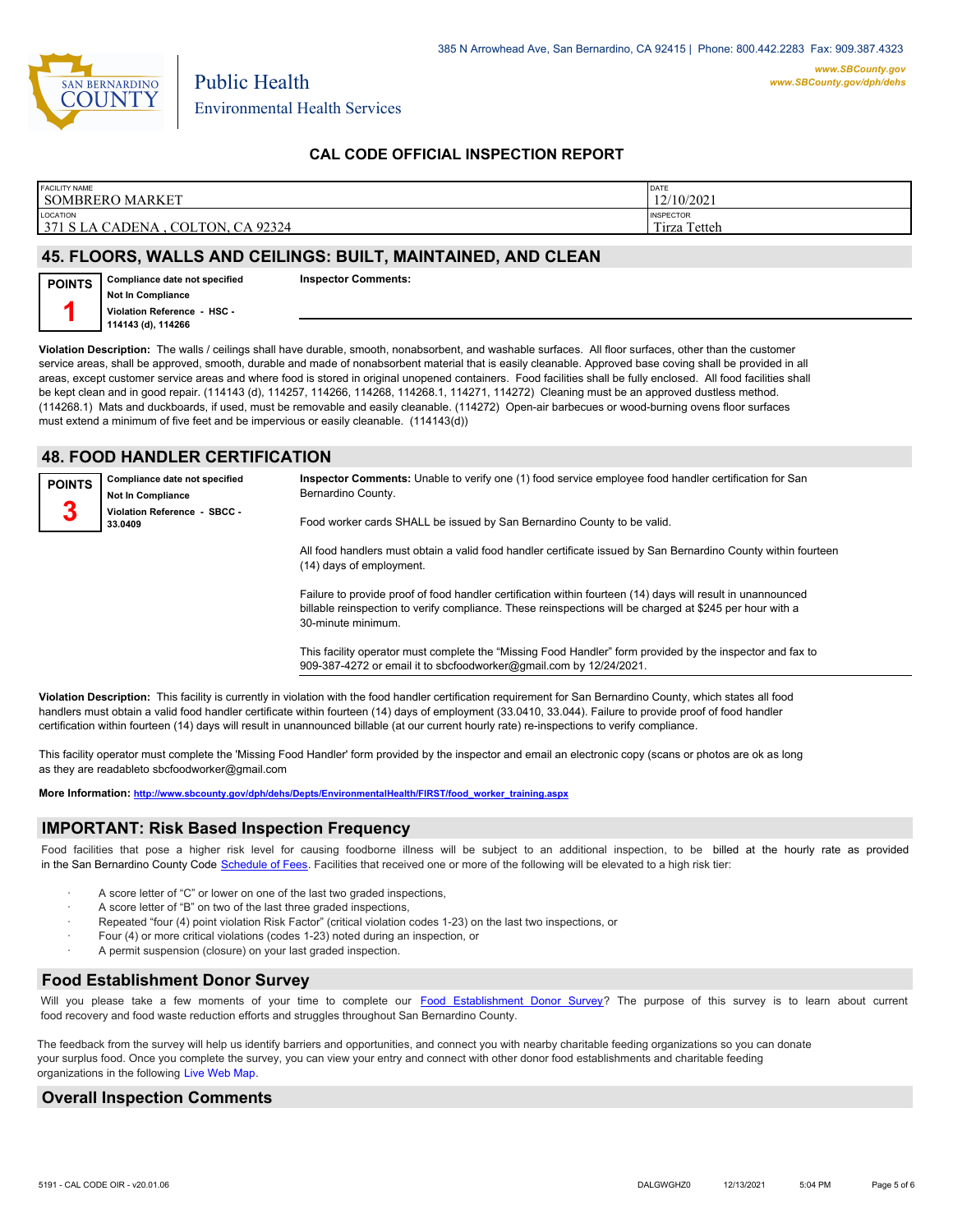385 N Arrowhead Ave, San Bernardino, CA 92415 | Phone: 800.442.2283 Fax: 909.387.4323

www.SBCounty.gov
www.SBCounty.gov/dph/dehs

Public Health
Environmental Health Services

## CAL CODE OFFICIAL INSPECTION REPORT

| FACILITY NAME | DATE |
|---|---|
| SOMBRERO MARKET | 12/10/2021 |
| **LOCATION** | **INSPECTOR** |
| 371 S LA CADENA , COLTON, CA 92324 | Tirza Tetteh |

## 45. FLOORS, WALLS AND CEILINGS: BUILT, MAINTAINED, AND CLEAN

**POINTS 1**

**Compliance date not specified**
**Not In Compliance**
**Violation Reference - HSC - 114143 (d), 114266**

**Inspector Comments:**

**Violation Description:** The walls / ceilings shall have durable, smooth, nonabsorbent, and washable surfaces. All floor surfaces, other than the customer service areas, shall be approved, smooth, durable and made of nonabsorbent material that is easily cleanable. Approved base coving shall be provided in all areas, except customer service areas and where food is stored in original unopened containers. Food facilities shall be fully enclosed. All food facilities shall be kept clean and in good repair. (114143 (d), 114257, 114266, 114268, 114268.1, 114271, 114272) Cleaning must be an approved dustless method. (114268.1) Mats and duckboards, if used, must be removable and easily cleanable. (114272) Open-air barbecues or wood-burning ovens floor surfaces must extend a minimum of five feet and be impervious or easily cleanable. (114143(d))

## 48. FOOD HANDLER CERTIFICATION

**POINTS 3**

**Compliance date not specified**
**Not In Compliance**
**Violation Reference - SBCC - 33.0409**

**Inspector Comments:** Unable to verify one (1) food service employee food handler certification for San Bernardino County.

Food worker cards SHALL be issued by San Bernardino County to be valid.

All food handlers must obtain a valid food handler certificate issued by San Bernardino County within fourteen (14) days of employment.

Failure to provide proof of food handler certification within fourteen (14) days will result in unannounced billable reinspection to verify compliance. These reinspections will be charged at $245 per hour with a 30-minute minimum.

This facility operator must complete the "Missing Food Handler" form provided by the inspector and fax to 909-387-4272 or email it to sbcfoodworker@gmail.com by 12/24/2021.

**Violation Description:** This facility is currently in violation with the food handler certification requirement for San Bernardino County, which states all food handlers must obtain a valid food handler certificate within fourteen (14) days of employment (33.0410, 33.044). Failure to provide proof of food handler certification within fourteen (14) days will result in unannounced billable (at our current hourly rate) re-inspections to verify compliance.

This facility operator must complete the 'Missing Food Handler' form provided by the inspector and email an electronic copy (scans or photos are ok as long as they are readableto sbcfoodworker@gmail.com

**More Information:** http://www.sbcounty.gov/dph/dehs/Depts/EnvironmentalHealth/FIRST/food_worker_training.aspx

## IMPORTANT: Risk Based Inspection Frequency

Food facilities that pose a higher risk level for causing foodborne illness will be subject to an additional inspection, to be billed at the hourly rate as provided in the San Bernardino County Code Schedule of Fees. Facilities that received one or more of the following will be elevated to a high risk tier:

- A score letter of "C" or lower on one of the last two graded inspections,
- A score letter of "B" on two of the last three graded inspections,
- Repeated "four (4) point violation Risk Factor" (critical violation codes 1-23) on the last two inspections, or
- Four (4) or more critical violations (codes 1-23) noted during an inspection, or
- A permit suspension (closure) on your last graded inspection.

## Food Establishment Donor Survey

Will you please take a few moments of your time to complete our Food Establishment Donor Survey? The purpose of this survey is to learn about current food recovery and food waste reduction efforts and struggles throughout San Bernardino County.

The feedback from the survey will help us identify barriers and opportunities, and connect you with nearby charitable feeding organizations so you can donate your surplus food. Once you complete the survey, you can view your entry and connect with other donor food establishments and charitable feeding organizations in the following Live Web Map.

## Overall Inspection Comments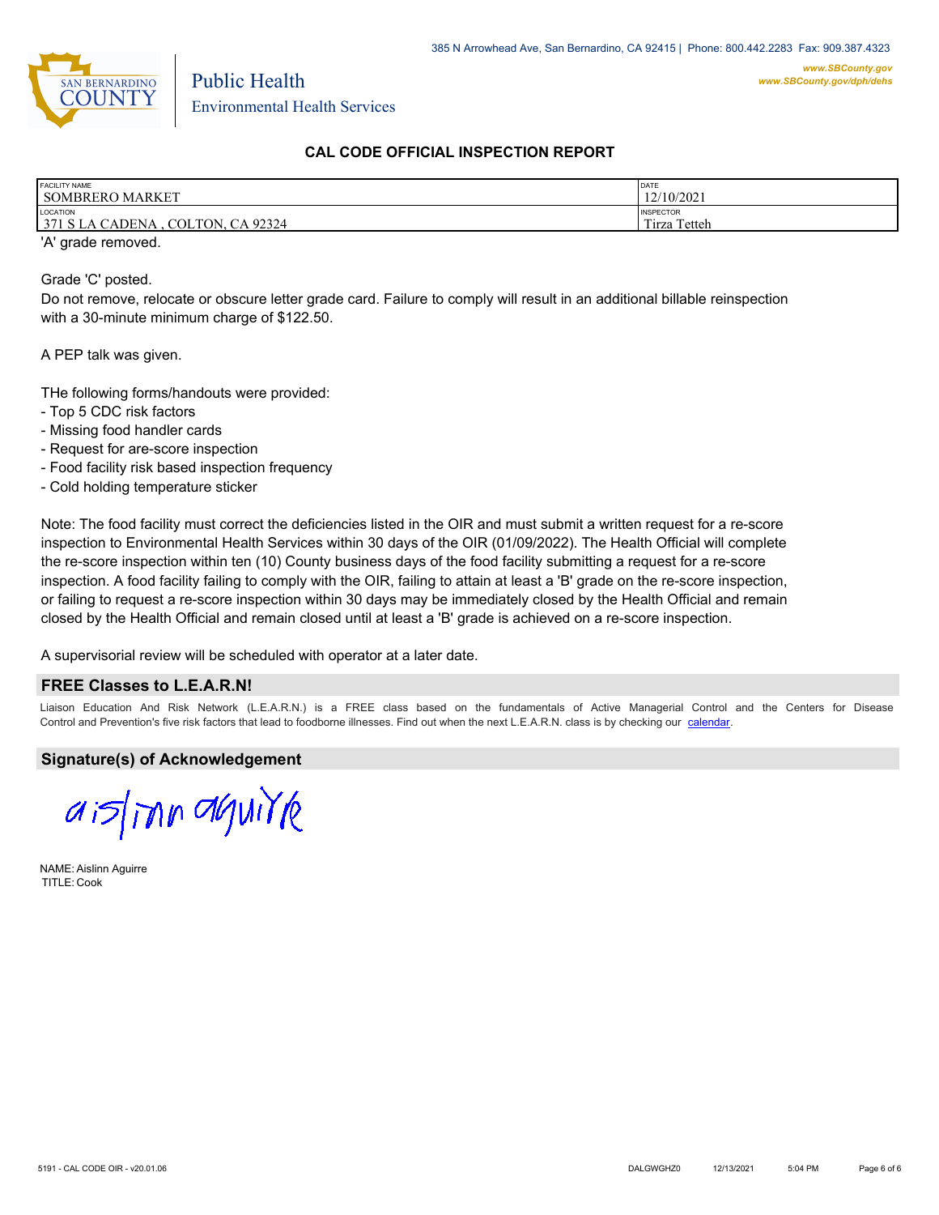385 N Arrowhead Ave, San Bernardino, CA 92415 | Phone: 800.442.2283 Fax: 909.387.4323

www.SBCounty.gov
www.SBCounty.gov/dph/dehs

SAN BERNARDINO COUNTY

Public Health
Environmental Health Services

## CAL CODE OFFICIAL INSPECTION REPORT

| FACILITY NAME | DATE |
|---|---|
| SOMBRERO MARKET | 12/10/2021 |
| LOCATION | INSPECTOR |
| 371 S LA CADENA , COLTON, CA 92324 | Tirza Tetteh |

'A' grade removed.

Grade 'C' posted.
Do not remove, relocate or obscure letter grade card. Failure to comply will result in an additional billable reinspection with a 30-minute minimum charge of $122.50.

A PEP talk was given.

THe following forms/handouts were provided:
- Top 5 CDC risk factors
- Missing food handler cards
- Request for are-score inspection
- Food facility risk based inspection frequency
- Cold holding temperature sticker

Note: The food facility must correct the deficiencies listed in the OIR and must submit a written request for a re-score inspection to Environmental Health Services within 30 days of the OIR (01/09/2022). The Health Official will complete the re-score inspection within ten (10) County business days of the food facility submitting a request for a re-score inspection. A food facility failing to comply with the OIR, failing to attain at least a 'B' grade on the re-score inspection, or failing to request a re-score inspection within 30 days may be immediately closed by the Health Official and remain closed by the Health Official and remain closed until at least a 'B' grade is achieved on a re-score inspection.

A supervisorial review will be scheduled with operator at a later date.

## FREE Classes to L.E.A.R.N!

Liaison Education And Risk Network (L.E.A.R.N.) is a FREE class based on the fundamentals of Active Managerial Control and the Centers for Disease Control and Prevention's five risk factors that lead to foodborne illnesses. Find out when the next L.E.A.R.N. class is by checking our calendar.

## Signature(s) of Acknowledgement

aislinn aguirre

NAME: Aislinn Aguirre
TITLE: Cook

5191 - CAL CODE OIR - v20.01.06 DALGWGHZ0 12/13/2021 5:04 PM